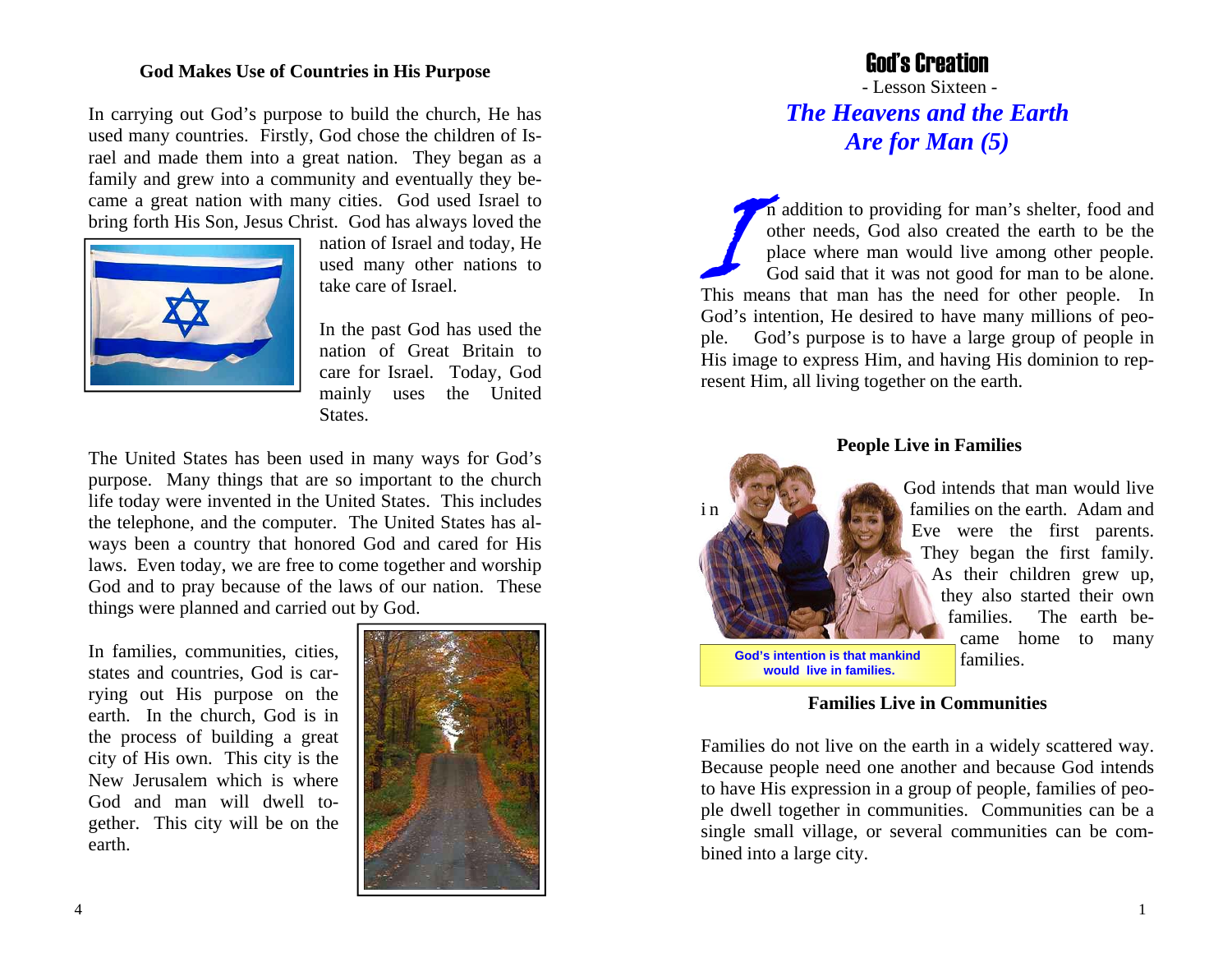## God Makes Use of Countries in His Purpose

In carrying out God's purpose to build the church, He has used many countries. Firstly, God chose the children of Israel and made them into a great nation. They began as a family and grew into a community and eventually they became a great nation with many cities. God used Israel to bring forth His Son, Jesus Christ. God has always loved the nation of Israel and today, He used many other nations to take care of Israel.

In the past God has used the nation of Great Britain to care for Israel. Today, God mainly uses the United States.

The United States has been used in many ways for God's purpose. Many things that are so important to the church life today were invented in the United States. This includes the telephone, and the computer. The United States has always been a country that honored God and cared for His laws. Even today, we are free to come together and worship God and to pray because of the laws of our nation. These things were planned and carried out by God.

In families, communities, cities, states and countries, God is carrying out His purpose on the earth. In the church, God is in the process of building a great city of His own. This city is the New Jerusalem which is where God and man will dwell together. This city will be on the earth.

# God's Creation

- Lesson Sixteen -

## *The Heavens and the Earth Are for Man (5)*

In addition to providing for man's shelter, food and other needs, God also created the earth to be the place where man would live among other people. God said that it was not good for man to be alone. This means that man has the need for other people. In God's intention, He desired to have many millions of people. God's purpose is to have a large group of people in His image to express Him, and having His dominion to represent Him, all living together on the earth.

### People Live in Families

God intends that man would live in families on the earth. Adam and Eve were the first parents. They began the first family. As their children grew up, they also started their own families. The earth became home to many families.

God's intention is that mankind would live in families.

### Families Live in Communities

Families do not live on the earth in a widely scattered way. Because people need one another and because God intends to have His expression in a group of people, families of people dwell together in communities. Communities can be a single small village, or several communities can be combined into a large city.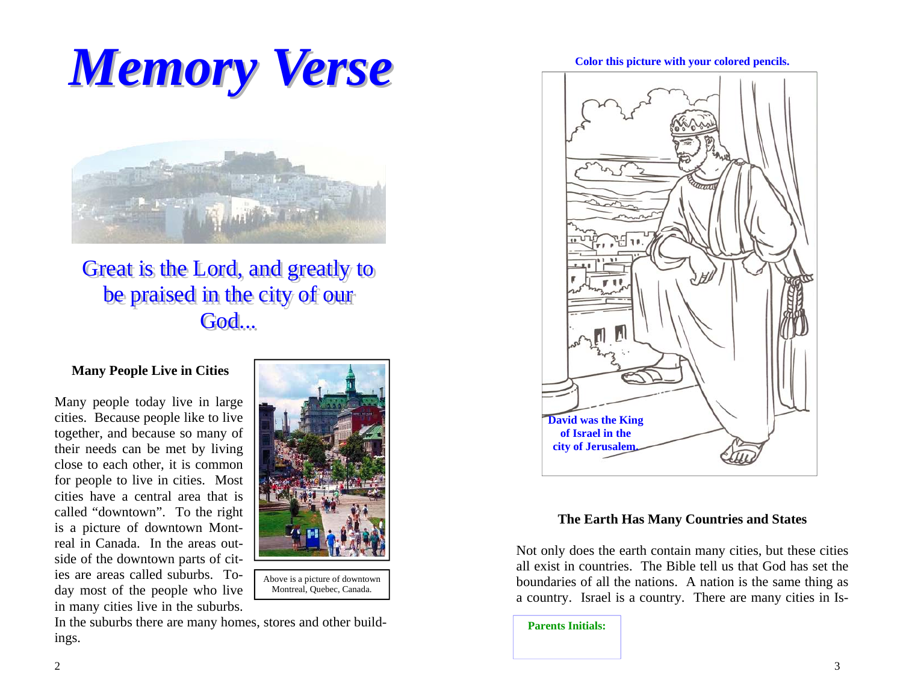# Memory Verse

Great is the Lord, and greatly to be praised in the city of our God...

**Many People Live in Cities**

Many people today live in large cities. Because people like to live together, and because so many of their needs can be met by living close to each other, it is common for people to live in cities. Most cities have a central area that is called "downtown". To the right is a picture of downtown Montreal in Canada. In the areas outside of the downtown parts of cities are areas called suburbs. Today most of the people who live in many cities live in the suburbs. In the suburbs there are many homes, stores and other buildings.

Above is a picture of downtown Montreal, Quebec, Canada.

**Color this picture with your colored pencils.**

**David was the King of Israel in the city of Jerusalem.**

**The Earth Has Many Countries and States**

Not only does the earth contain many cities, but these cities all exist in countries. The Bible tell us that God has set the boundaries of all the nations. A nation is the same thing as a country. Israel is a country. There are many cities in Is-

**Parents Initials:**